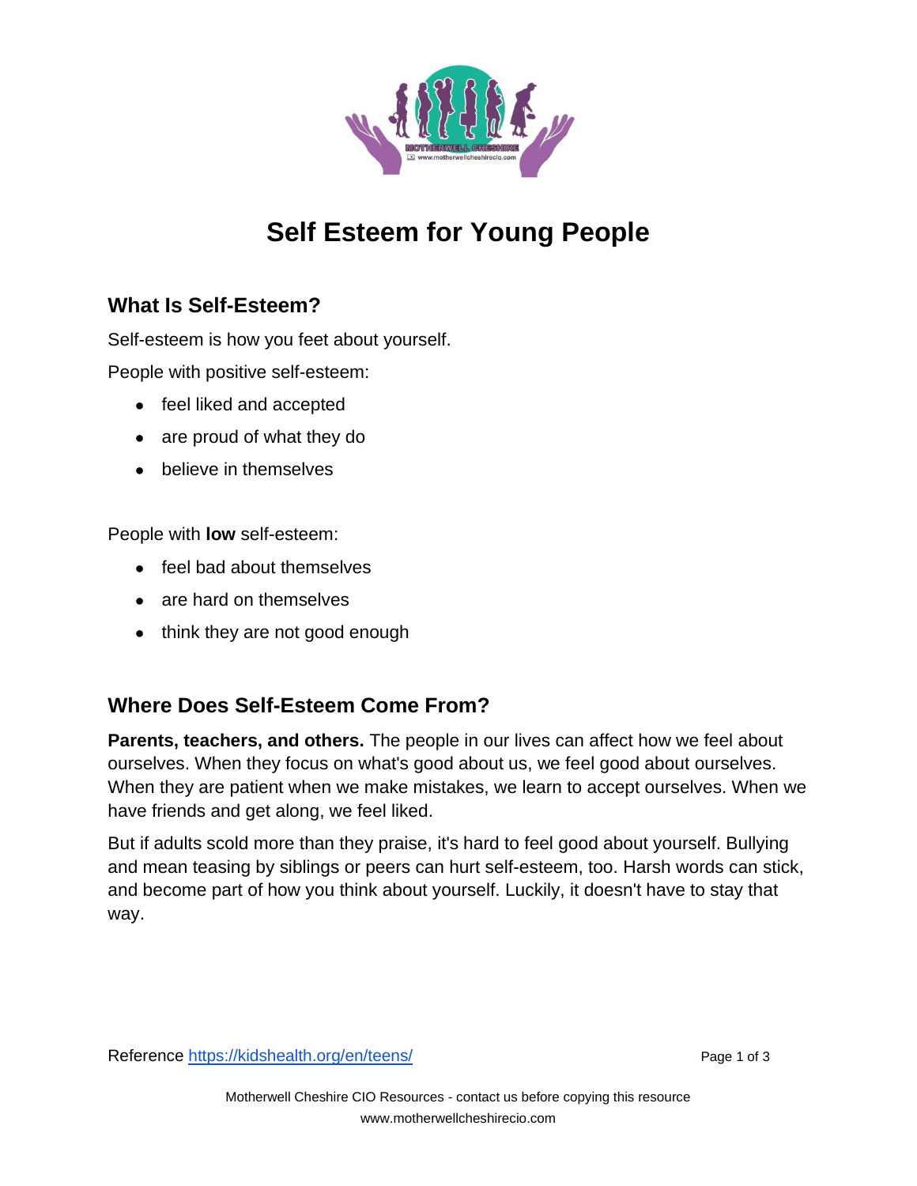# Self Esteem for Young People

## What Is Self-Esteem?

Self-esteem is how you feet about yourself.

People with positive self-esteem:

- feel liked and accepted
- are proud of what they do
- believe in themselves

People with **low** self-esteem:

- feel bad about themselves
- are hard on themselves
- think they are not good enough

## Where Does Self-Esteem Come From?

**Parents, teachers, and others.** The people in our lives can affect how we feel about ourselves. When they focus on what's good about us, we feel good about ourselves. When they are patient when we make mistakes, we learn to accept ourselves. When we have friends and get along, we feel liked.

But if adults scold more than they praise, it's hard to feel good about yourself. Bullying and mean teasing by siblings or peers can hurt self-esteem, too. Harsh words can stick, and become part of how you think about yourself. Luckily, it doesn't have to stay that way.

Reference https://kidshealth.org/en/teens/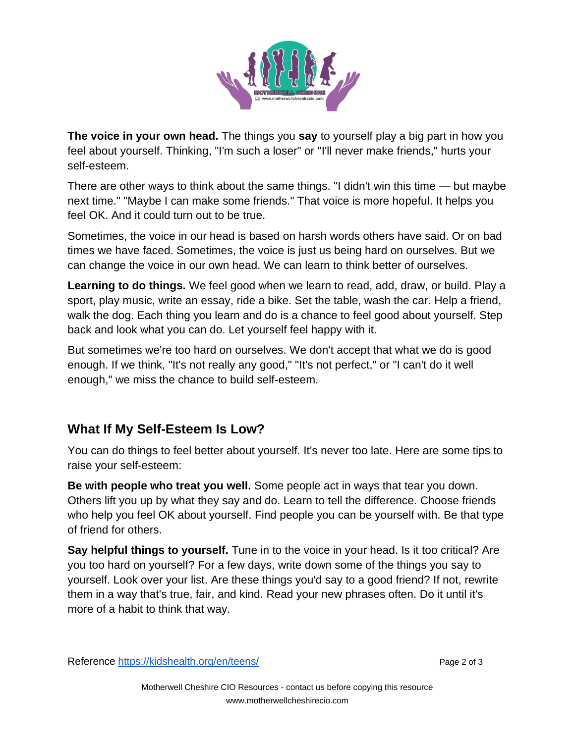**The voice in your own head.** The things you **say** to yourself play a big part in how you feel about yourself. Thinking, "I'm such a loser" or "I'll never make friends," hurts your self-esteem.

There are other ways to think about the same things. "I didn't win this time — but maybe next time." "Maybe I can make some friends." That voice is more hopeful. It helps you feel OK. And it could turn out to be true.

Sometimes, the voice in our head is based on harsh words others have said. Or on bad times we have faced. Sometimes, the voice is just us being hard on ourselves. But we can change the voice in our own head. We can learn to think better of ourselves.

**Learning to do things.** We feel good when we learn to read, add, draw, or build. Play a sport, play music, write an essay, ride a bike. Set the table, wash the car. Help a friend, walk the dog. Each thing you learn and do is a chance to feel good about yourself. Step back and look what you can do. Let yourself feel happy with it.

But sometimes we're too hard on ourselves. We don't accept that what we do is good enough. If we think, "It's not really any good," "It's not perfect," or "I can't do it well enough," we miss the chance to build self-esteem.

## What If My Self-Esteem Is Low?

You can do things to feel better about yourself. It's never too late. Here are some tips to raise your self-esteem:

**Be with people who treat you well.** Some people act in ways that tear you down. Others lift you up by what they say and do. Learn to tell the difference. Choose friends who help you feel OK about yourself. Find people you can be yourself with. Be that type of friend for others.

**Say helpful things to yourself.** Tune in to the voice in your head. Is it too critical? Are you too hard on yourself? For a few days, write down some of the things you say to yourself. Look over your list. Are these things you'd say to a good friend? If not, rewrite them in a way that's true, fair, and kind. Read your new phrases often. Do it until it's more of a habit to think that way.

Reference https://kidshealth.org/en/teens/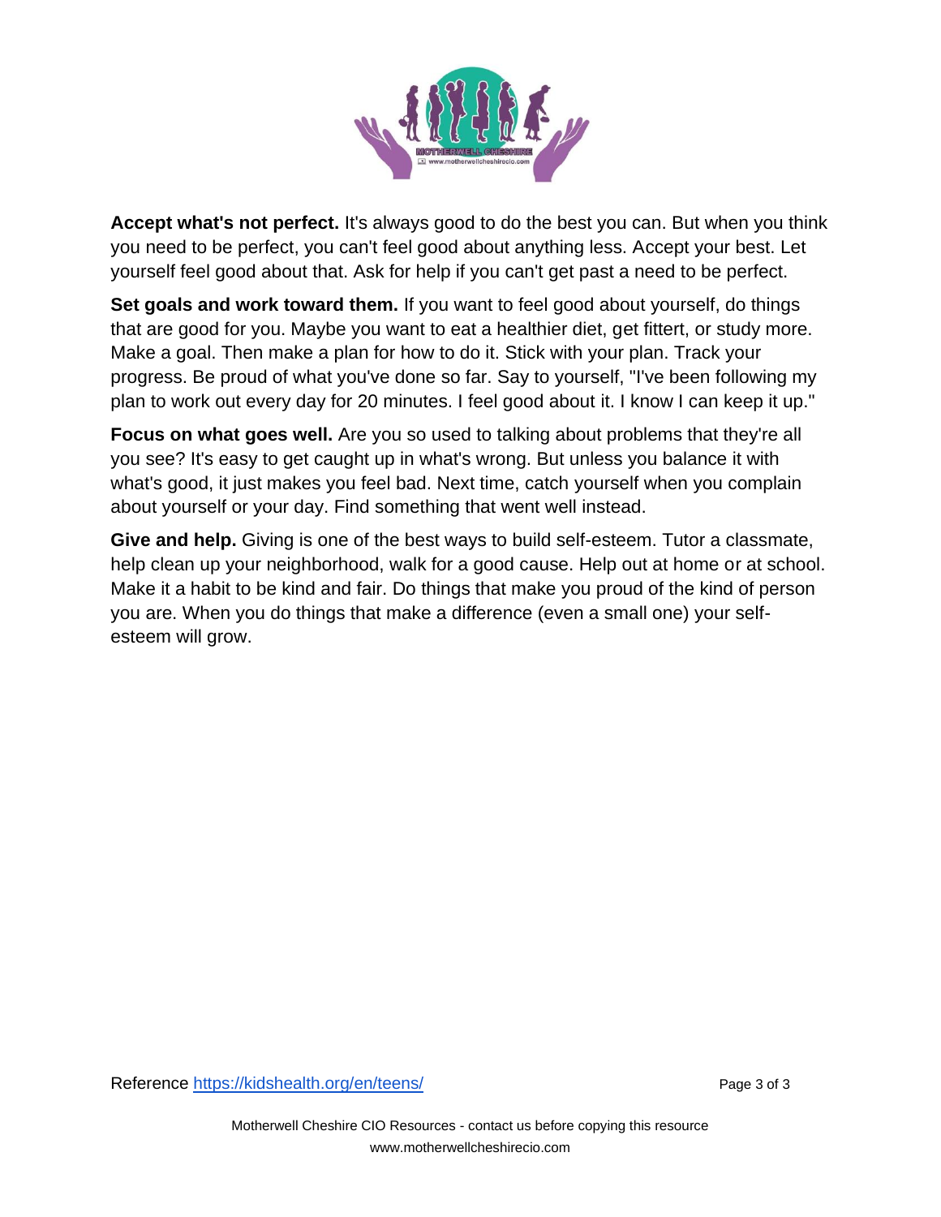**Accept what's not perfect.** It's always good to do the best you can. But when you think you need to be perfect, you can't feel good about anything less. Accept your best. Let yourself feel good about that. Ask for help if you can't get past a need to be perfect.

**Set goals and work toward them.** If you want to feel good about yourself, do things that are good for you. Maybe you want to eat a healthier diet, get fittert, or study more. Make a goal. Then make a plan for how to do it. Stick with your plan. Track your progress. Be proud of what you've done so far. Say to yourself, "I've been following my plan to work out every day for 20 minutes. I feel good about it. I know I can keep it up."

**Focus on what goes well.** Are you so used to talking about problems that they're all you see? It's easy to get caught up in what's wrong. But unless you balance it with what's good, it just makes you feel bad. Next time, catch yourself when you complain about yourself or your day. Find something that went well instead.

**Give and help.** Giving is one of the best ways to build self-esteem. Tutor a classmate, help clean up your neighborhood, walk for a good cause. Help out at home or at school. Make it a habit to be kind and fair. Do things that make you proud of the kind of person you are. When you do things that make a difference (even a small one) your self-esteem will grow.

Reference [https://kidshealth.org/en/teens/](https://kidshealth.org/en/teens/)

Motherwell Cheshire CIO Resources - contact us before copying this resource
www.motherwellcheshirecio.com